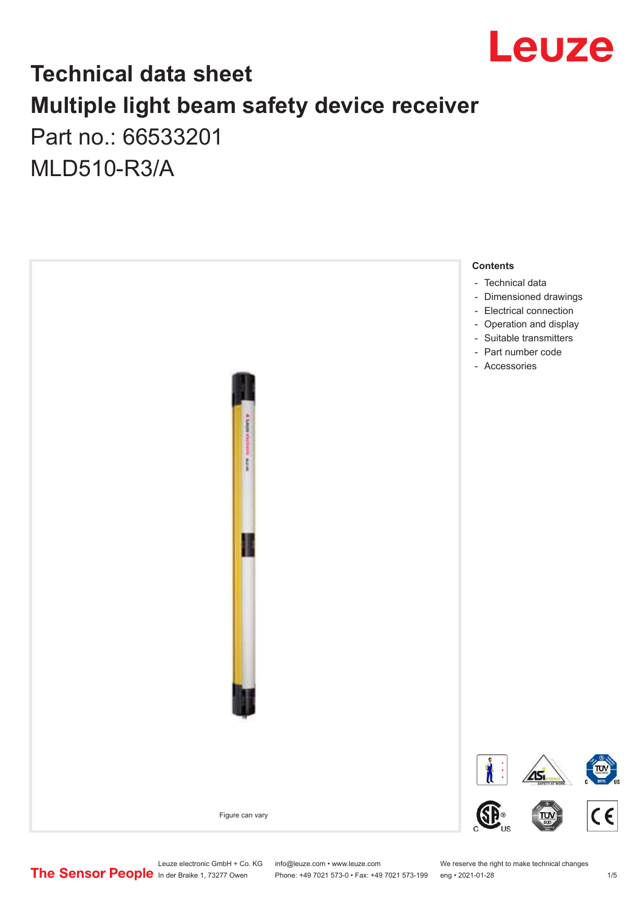# Technical data sheet

# Multiple light beam safety device receiver

Part no.: 66533201

MLD510-R3/A

Figure can vary

**Contents**

- Technical data
- Dimensioned drawings
- Electrical connection
- Operation and display
- Suitable transmitters
- Part number code
- Accessories

Leuze electronic GmbH + Co. KG
In der Braike 1, 73277 Owen

info@leuze.com • www.leuze.com
Phone: +49 7021 573-0 • Fax: +49 7021 573-199

We reserve the right to make technical changes
eng • 2021-01-28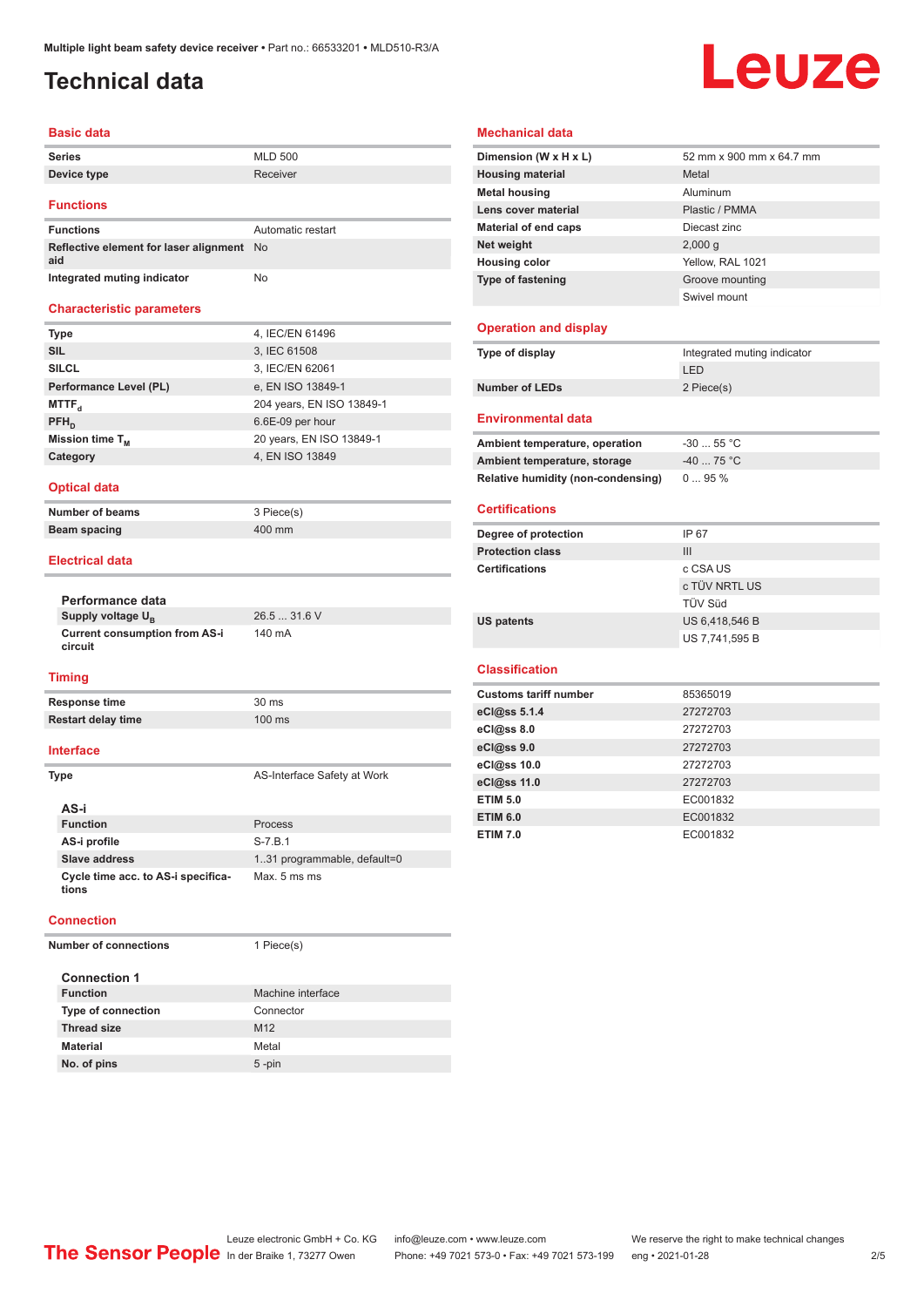# Technical data

## Basic data

| | |
|---|---|
| Series | MLD 500 |
| Device type | Receiver |

## Functions

| | |
|---|---|
| Functions | Automatic restart |
| Reflective element for laser alignment aid | No |
| Integrated muting indicator | No |

## Characteristic parameters

| | |
|---|---|
| Type | 4, IEC/EN 61496 |
| SIL | 3, IEC 61508 |
| SILCL | 3, IEC/EN 62061 |
| Performance Level (PL) | e, EN ISO 13849-1 |
| $MTTF_d$ | 204 years, EN ISO 13849-1 |
| $PFH_D$ | 6.6E-09 per hour |
| Mission time $T_M$ | 20 years, EN ISO 13849-1 |
| Category | 4, EN ISO 13849 |

## Optical data

| | |
|---|---|
| Number of beams | 3 Piece(s) |
| Beam spacing | 400 mm |

## Electrical data

### Performance data

| | |
|---|---|
| Supply voltage $U_B$ | 26.5 ... 31.6 V |
| Current consumption from AS-i circuit | 140 mA |

## Timing

| | |
|---|---|
| Response time | 30 ms |
| Restart delay time | 100 ms |

## Interface

| | |
|---|---|
| Type | AS-Interface Safety at Work |

### AS-i

| | |
|---|---|
| Function | Process |
| AS-i profile | S-7.B.1 |
| Slave address | 1..31 programmable, default=0 |
| Cycle time acc. to AS-i specifications | Max. 5 ms ms |

## Connection

| | |
|---|---|
| Number of connections | 1 Piece(s) |

### Connection 1

| | |
|---|---|
| Function | Machine interface |
| Type of connection | Connector |
| Thread size | M12 |
| Material | Metal |
| No. of pins | 5 -pin |

## Mechanical data

| | |
|---|---|
| Dimension (W x H x L) | 52 mm x 900 mm x 64.7 mm |
| Housing material | Metal |
| Metal housing | Aluminum |
| Lens cover material | Plastic / PMMA |
| Material of end caps | Diecast zinc |
| Net weight | 2,000 g |
| Housing color | Yellow, RAL 1021 |
| Type of fastening | Groove mounting |
| | Swivel mount |

## Operation and display

| | |
|---|---|
| Type of display | Integrated muting indicator |
| | LED |
| Number of LEDs | 2 Piece(s) |

## Environmental data

| | |
|---|---|
| Ambient temperature, operation | -30 ... 55 °C |
| Ambient temperature, storage | -40 ... 75 °C |
| Relative humidity (non-condensing) | 0 ... 95 % |

## Certifications

| | |
|---|---|
| Degree of protection | IP 67 |
| Protection class | III |
| Certifications | c CSA US |
| | c TÜV NRTL US |
| | TÜV Süd |
| US patents | US 6,418,546 B |
| | US 7,741,595 B |

## Classification

| | |
|---|---|
| Customs tariff number | 85365019 |
| eCl@ss 5.1.4 | 27272703 |
| eCl@ss 8.0 | 27272703 |
| eCl@ss 9.0 | 27272703 |
| eCl@ss 10.0 | 27272703 |
| eCl@ss 11.0 | 27272703 |
| ETIM 5.0 | EC001832 |
| ETIM 6.0 | EC001832 |
| ETIM 7.0 | EC001832 |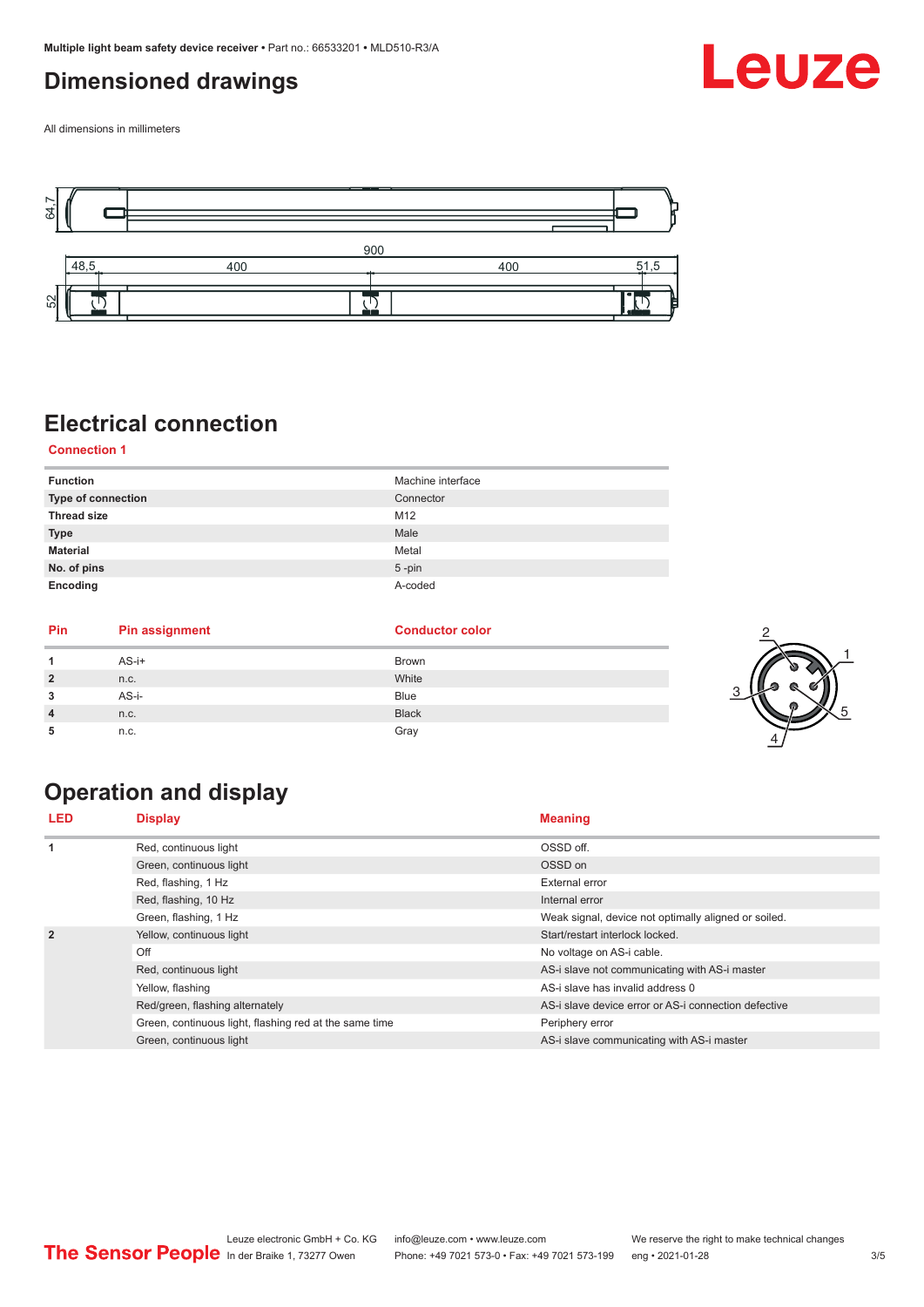# Dimensioned drawings

All dimensions in millimeters

64,7

900

48,5

400

400

51,5

52

# Electrical connection

## Connection 1

| | |
|---|---|
| **Function** | Machine interface |
| **Type of connection** | Connector |
| **Thread size** | M12 |
| **Type** | Male |
| **Material** | Metal |
| **No. of pins** | 5 -pin |
| **Encoding** | A-coded |

| Pin | Pin assignment | Conductor color |
|---|---|---|
| **1** | AS-i+ | Brown |
| **2** | n.c. | White |
| **3** | AS-i- | Blue |
| **4** | n.c. | Black |
| **5** | n.c. | Gray |

2
1
3
5
4

# Operation and display

| LED | Display | Meaning |
|---|---|---|
| **1** | Red, continuous light | OSSD off. |
| | Green, continuous light | OSSD on |
| | Red, flashing, 1 Hz | External error |
| | Red, flashing, 10 Hz | Internal error |
| | Green, flashing, 1 Hz | Weak signal, device not optimally aligned or soiled. |
| **2** | Yellow, continuous light | Start/restart interlock locked. |
| | Off | No voltage on AS-i cable. |
| | Red, continuous light | AS-i slave not communicating with AS-i master |
| | Yellow, flashing | AS-i slave has invalid address 0 |
| | Red/green, flashing alternately | AS-i slave device error or AS-i connection defective |
| | Green, continuous light, flashing red at the same time | Periphery error |
| | Green, continuous light | AS-i slave communicating with AS-i master |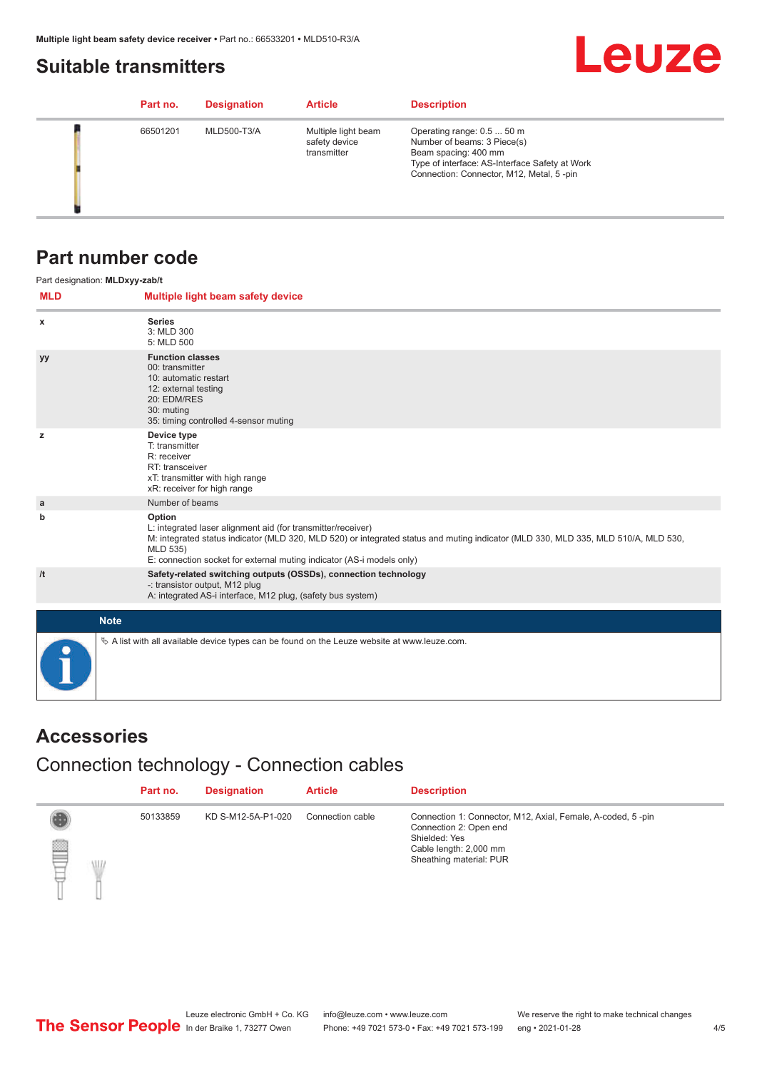## Suitable transmitters

| | Part no. | Designation | Article | Description |
|---|---|---|---|---|
| | 66501201 | MLD500-T3/A | Multiple light beam safety device transmitter | Operating range: 0.5 ... 50 m<br>Number of beams: 3 Piece(s)<br>Beam spacing: 400 mm<br>Type of interface: AS-Interface Safety at Work<br>Connection: Connector, M12, Metal, 5 -pin |

## Part number code

Part designation: **MLDxyy-zab/t**

| MLD | Multiple light beam safety device |
|---|---|
| x | **Series**<br>3: MLD 300<br>5: MLD 500 |
| yy | **Function classes**<br>00: transmitter<br>10: automatic restart<br>12: external testing<br>20: EDM/RES<br>30: muting<br>35: timing controlled 4-sensor muting |
| z | **Device type**<br>T: transmitter<br>R: receiver<br>RT: transceiver<br>xT: transmitter with high range<br>xR: receiver for high range |
| a | Number of beams |
| b | **Option**<br>L: integrated laser alignment aid (for transmitter/receiver)<br>M: integrated status indicator (MLD 320, MLD 520) or integrated status and muting indicator (MLD 330, MLD 335, MLD 510/A, MLD 530, MLD 535)<br>E: connection socket for external muting indicator (AS-i models only) |
| /t | **Safety-related switching outputs (OSSDs), connection technology**<br>-: transistor output, M12 plug<br>A: integrated AS-i interface, M12 plug, (safety bus system) |

**Note**

↳ A list with all available device types can be found on the Leuze website at www.leuze.com.

## Accessories

### Connection technology - Connection cables

| | Part no. | Designation | Article | Description |
|---|---|---|---|---|
| | 50133859 | KD S-M12-5A-P1-020 | Connection cable | Connection 1: Connector, M12, Axial, Female, A-coded, 5 -pin<br>Connection 2: Open end<br>Shielded: Yes<br>Cable length: 2,000 mm<br>Sheathing material: PUR |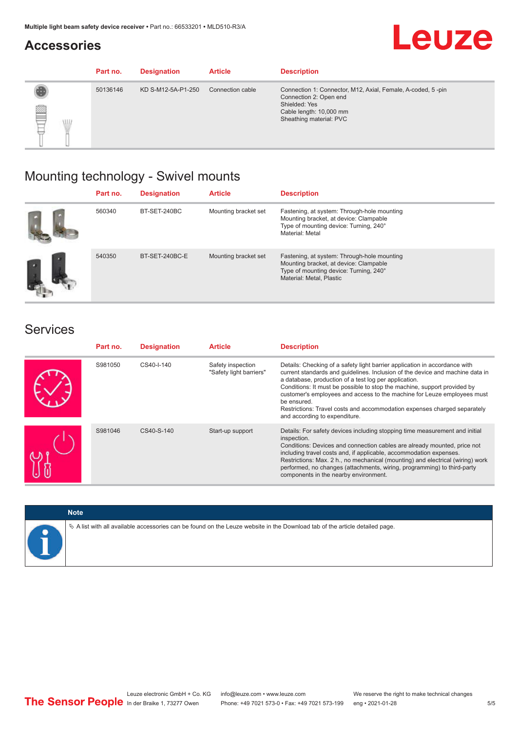## Accessories

| | Part no. | Designation | Article | Description |
|---|---|---|---|---|
| | 50136146 | KD S-M12-5A-P1-250 | Connection cable | Connection 1: Connector, M12, Axial, Female, A-coded, 5 -pin<br>Connection 2: Open end<br>Shielded: Yes<br>Cable length: 10,000 mm<br>Sheathing material: PVC |

## Mounting technology - Swivel mounts

| | Part no. | Designation | Article | Description |
|---|---|---|---|---|
| | 560340 | BT-SET-240BC | Mounting bracket set | Fastening, at system: Through-hole mounting<br>Mounting bracket, at device: Clampable<br>Type of mounting device: Turning, 240°<br>Material: Metal |
| | 540350 | BT-SET-240BC-E | Mounting bracket set | Fastening, at system: Through-hole mounting<br>Mounting bracket, at device: Clampable<br>Type of mounting device: Turning, 240°<br>Material: Metal, Plastic |

## Services

| | Part no. | Designation | Article | Description |
|---|---|---|---|---|
| | S981050 | CS40-I-140 | Safety inspection "Safety light barriers" | Details: Checking of a safety light barrier application in accordance with current standards and guidelines. Inclusion of the device and machine data in a database, production of a test log per application.<br>Conditions: It must be possible to stop the machine, support provided by customer's employees and access to the machine for Leuze employees must be ensured.<br>Restrictions: Travel costs and accommodation expenses charged separately and according to expenditure. |
| | S981046 | CS40-S-140 | Start-up support | Details: For safety devices including stopping time measurement and initial inspection.<br>Conditions: Devices and connection cables are already mounted, price not including travel costs and, if applicable, accommodation expenses.<br>Restrictions: Max. 2 h., no mechanical (mounting) and electrical (wiring) work performed, no changes (attachments, wiring, programming) to third-party components in the nearby environment. |

**Note**

A list with all available accessories can be found on the Leuze website in the Download tab of the article detailed page.